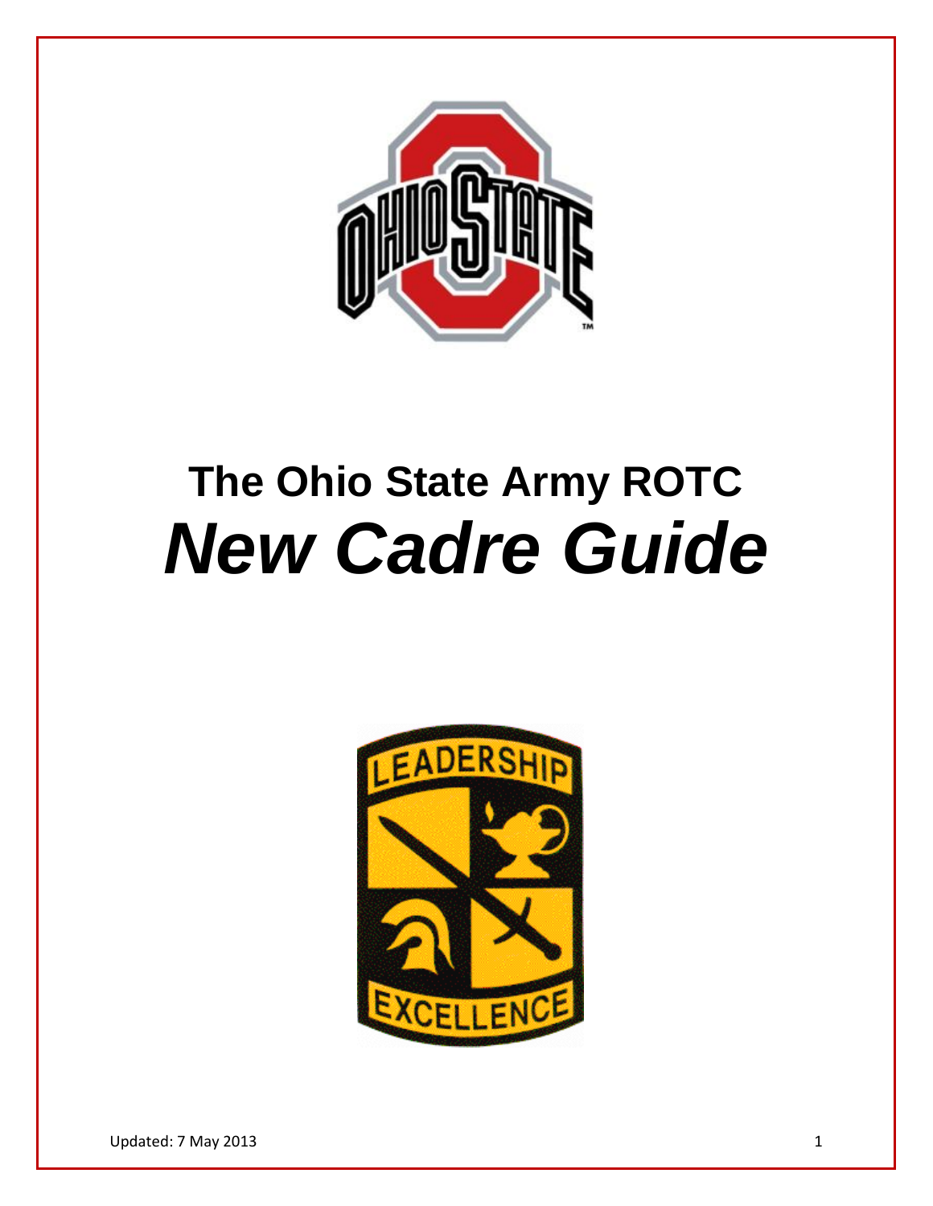# The Ohio State Army ROTC

# *New Cadre Guide*

Updated: 7 May 2013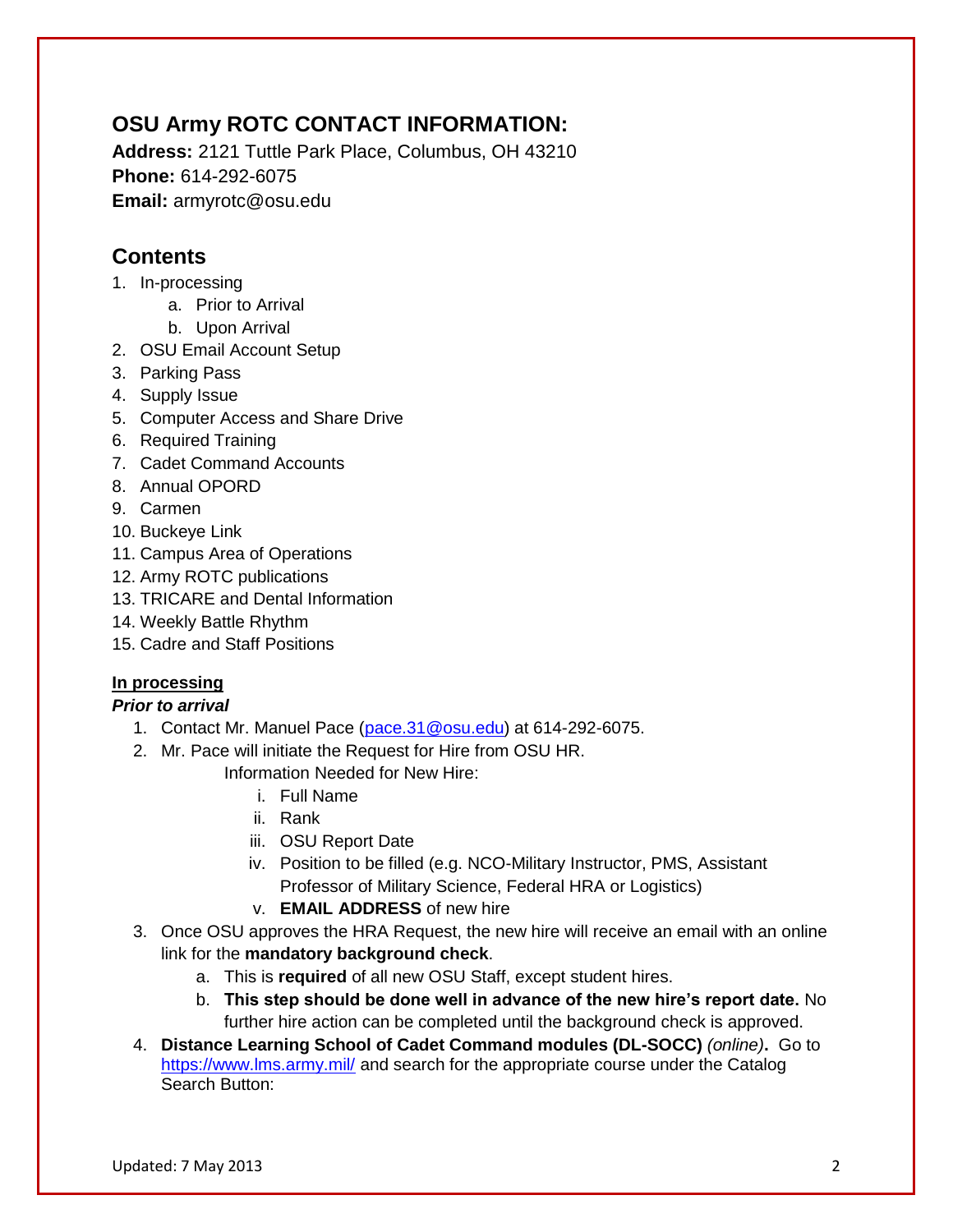## OSU Army ROTC CONTACT INFORMATION:

**Address:** 2121 Tuttle Park Place, Columbus, OH 43210
**Phone:** 614-292-6075
**Email:** armyrotc@osu.edu

## Contents

1. In-processing
    a. Prior to Arrival
    b. Upon Arrival
2. OSU Email Account Setup
3. Parking Pass
4. Supply Issue
5. Computer Access and Share Drive
6. Required Training
7. Cadet Command Accounts
8. Annual OPORD
9. Carmen
10. Buckeye Link
11. Campus Area of Operations
12. Army ROTC publications
13. TRICARE and Dental Information
14. Weekly Battle Rhythm
15. Cadre and Staff Positions

### In processing

***Prior to arrival***

1. Contact Mr. Manuel Pace (pace.31@osu.edu) at 614-292-6075.
2. Mr. Pace will initiate the Request for Hire from OSU HR.
   Information Needed for New Hire:
    i. Full Name
    ii. Rank
    iii. OSU Report Date
    iv. Position to be filled (e.g. NCO-Military Instructor, PMS, Assistant Professor of Military Science, Federal HRA or Logistics)
    v. **EMAIL ADDRESS** of new hire
3. Once OSU approves the HRA Request, the new hire will receive an email with an online link for the **mandatory background check**.
    a. This is **required** of all new OSU Staff, except student hires.
    b. **This step should be done well in advance of the new hire's report date.** No further hire action can be completed until the background check is approved.
4. **Distance Learning School of Cadet Command modules (DL-SOCC)** *(online)***.** Go to https://www.lms.army.mil/ and search for the appropriate course under the Catalog Search Button: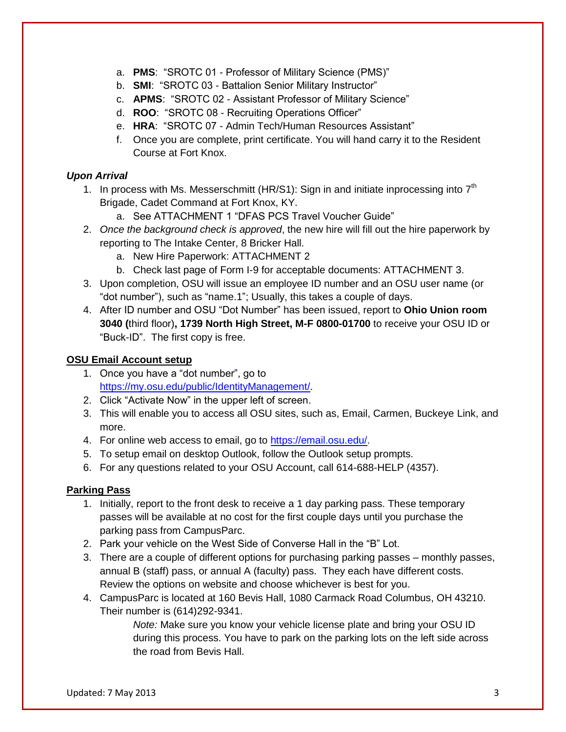a. **PMS**: "SROTC 01 - Professor of Military Science (PMS)"
b. **SMI**: "SROTC 03 - Battalion Senior Military Instructor"
c. **APMS**: "SROTC 02 - Assistant Professor of Military Science"
d. **ROO**: "SROTC 08 - Recruiting Operations Officer"
e. **HRA**: "SROTC 07 - Admin Tech/Human Resources Assistant"
f. Once you are complete, print certificate. You will hand carry it to the Resident Course at Fort Knox.

***Upon Arrival***

1. In process with Ms. Messerschmitt (HR/S1): Sign in and initiate inprocessing into 7th Brigade, Cadet Command at Fort Knox, KY.
   a. See ATTACHMENT 1 "DFAS PCS Travel Voucher Guide"
2. *Once the background check is approved*, the new hire will fill out the hire paperwork by reporting to The Intake Center, 8 Bricker Hall.
   a. New Hire Paperwork: ATTACHMENT 2
   b. Check last page of Form I-9 for acceptable documents: ATTACHMENT 3.
3. Upon completion, OSU will issue an employee ID number and an OSU user name (or "dot number"), such as "name.1"; Usually, this takes a couple of days.
4. After ID number and OSU "Dot Number" has been issued, report to **Ohio Union room 3040 (**third floor)**, 1739 North High Street, M-F 0800-01700** to receive your OSU ID or "Buck-ID". The first copy is free.

**OSU Email Account setup**

1. Once you have a "dot number", go to https://my.osu.edu/public/IdentityManagement/.
2. Click "Activate Now" in the upper left of screen.
3. This will enable you to access all OSU sites, such as, Email, Carmen, Buckeye Link, and more.
4. For online web access to email, go to https://email.osu.edu/.
5. To setup email on desktop Outlook, follow the Outlook setup prompts.
6. For any questions related to your OSU Account, call 614-688-HELP (4357).

**Parking Pass**

1. Initially, report to the front desk to receive a 1 day parking pass. These temporary passes will be available at no cost for the first couple days until you purchase the parking pass from CampusParc.
2. Park your vehicle on the West Side of Converse Hall in the "B" Lot.
3. There are a couple of different options for purchasing parking passes – monthly passes, annual B (staff) pass, or annual A (faculty) pass. They each have different costs. Review the options on website and choose whichever is best for you.
4. CampusParc is located at 160 Bevis Hall, 1080 Carmack Road Columbus, OH 43210. Their number is (614)292-9341.

   *Note:* Make sure you know your vehicle license plate and bring your OSU ID during this process. You have to park on the parking lots on the left side across the road from Bevis Hall.

Updated: 7 May 2013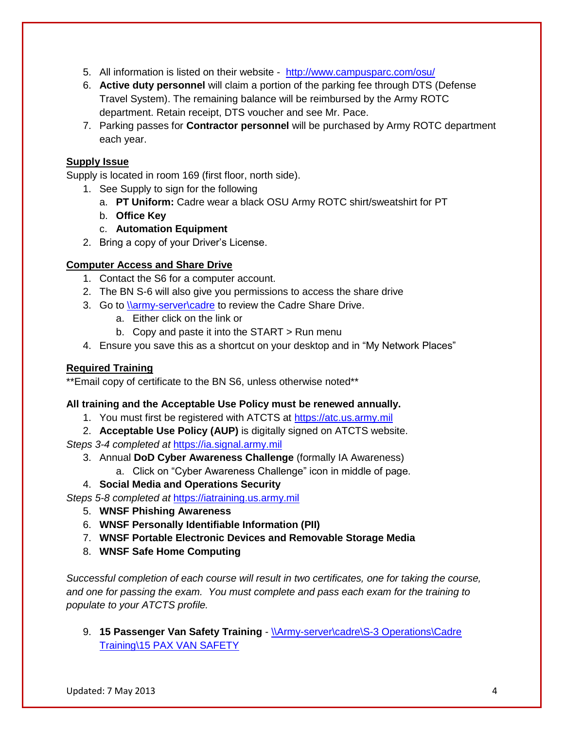5. All information is listed on their website - [http://www.campusparc.com/osu/](http://www.campusparc.com/osu/)
6. **Active duty personnel** will claim a portion of the parking fee through DTS (Defense Travel System). The remaining balance will be reimbursed by the Army ROTC department. Retain receipt, DTS voucher and see Mr. Pace.
7. Parking passes for **Contractor personnel** will be purchased by Army ROTC department each year.

**<u>Supply Issue</u>**

Supply is located in room 169 (first floor, north side).

1. See Supply to sign for the following
   a. **PT Uniform:** Cadre wear a black OSU Army ROTC shirt/sweatshirt for PT
   b. **Office Key**
   c. **Automation Equipment**
2. Bring a copy of your Driver's License.

**<u>Computer Access and Share Drive</u>**

1. Contact the S6 for a computer account.
2. The BN S-6 will also give you permissions to access the share drive
3. Go to \\army-server\cadre to review the Cadre Share Drive.
   a. Either click on the link or
   b. Copy and paste it into the START > Run menu
4. Ensure you save this as a shortcut on your desktop and in "My Network Places"

**<u>Required Training</u>**

**Email copy of certificate to the BN S6, unless otherwise noted**

**All training and the Acceptable Use Policy must be renewed annually.**

1. You must first be registered with ATCTS at [https://atc.us.army.mil](https://atc.us.army.mil)
2. **Acceptable Use Policy (AUP)** is digitally signed on ATCTS website.

*Steps 3-4 completed at* [https://ia.signal.army.mil](https://ia.signal.army.mil)

3. Annual **DoD Cyber Awareness Challenge** (formally IA Awareness)
   a. Click on "Cyber Awareness Challenge" icon in middle of page.
4. **Social Media and Operations Security**

*Steps 5-8 completed at* [https://iatraining.us.army.mil](https://iatraining.us.army.mil)

5. **WNSF Phishing Awareness**
6. **WNSF Personally Identifiable Information (PII)**
7. **WNSF Portable Electronic Devices and Removable Storage Media**
8. **WNSF Safe Home Computing**

*Successful completion of each course will result in two certificates, one for taking the course, and one for passing the exam. You must complete and pass each exam for the training to populate to your ATCTS profile.*

9. **15 Passenger Van Safety Training** - \\Army-server\cadre\S-3 Operations\Cadre Training\15 PAX VAN SAFETY

Updated: 7 May 2013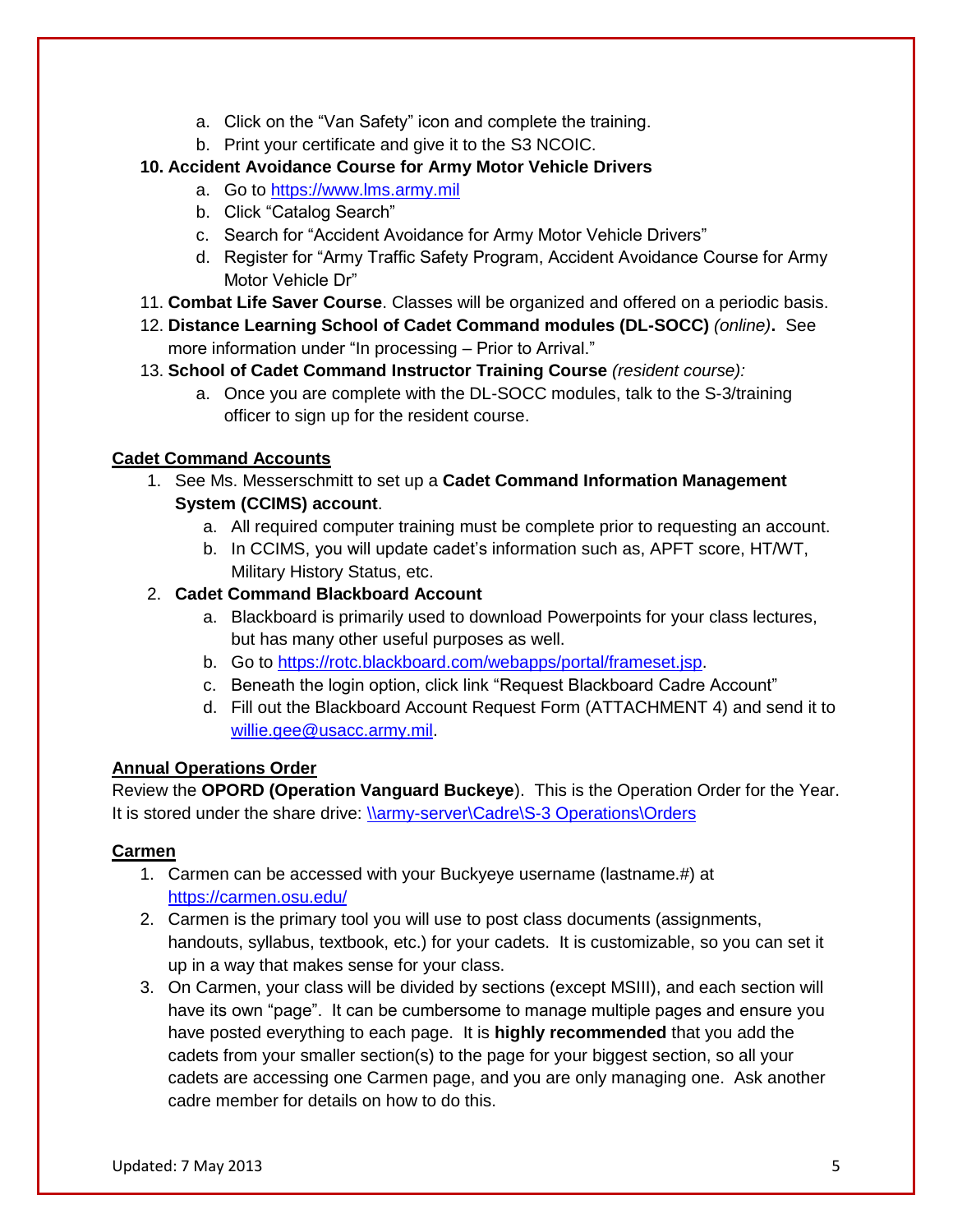a. Click on the "Van Safety" icon and complete the training.
b. Print your certificate and give it to the S3 NCOIC.

10. **Accident Avoidance Course for Army Motor Vehicle Drivers**
    a. Go to https://www.lms.army.mil
    b. Click "Catalog Search"
    c. Search for "Accident Avoidance for Army Motor Vehicle Drivers"
    d. Register for "Army Traffic Safety Program, Accident Avoidance Course for Army Motor Vehicle Dr"
11. **Combat Life Saver Course**. Classes will be organized and offered on a periodic basis.
12. **Distance Learning School of Cadet Command modules (DL-SOCC)** *(online)***.** See more information under "In processing – Prior to Arrival."
13. **School of Cadet Command Instructor Training Course** *(resident course):*
    a. Once you are complete with the DL-SOCC modules, talk to the S-3/training officer to sign up for the resident course.

**Cadet Command Accounts**

1. See Ms. Messerschmitt to set up a **Cadet Command Information Management System (CCIMS) account**.
   a. All required computer training must be complete prior to requesting an account.
   b. In CCIMS, you will update cadet's information such as, APFT score, HT/WT, Military History Status, etc.
2. **Cadet Command Blackboard Account**
   a. Blackboard is primarily used to download Powerpoints for your class lectures, but has many other useful purposes as well.
   b. Go to https://rotc.blackboard.com/webapps/portal/frameset.jsp.
   c. Beneath the login option, click link "Request Blackboard Cadre Account"
   d. Fill out the Blackboard Account Request Form (ATTACHMENT 4) and send it to willie.gee@usacc.army.mil.

**Annual Operations Order**

Review the **OPORD (Operation Vanguard Buckeye**). This is the Operation Order for the Year. It is stored under the share drive: \\army-server\Cadre\S-3 Operations\Orders

**Carmen**

1. Carmen can be accessed with your Buckeye username (lastname.#) at https://carmen.osu.edu/
2. Carmen is the primary tool you will use to post class documents (assignments, handouts, syllabus, textbook, etc.) for your cadets. It is customizable, so you can set it up in a way that makes sense for your class.
3. On Carmen, your class will be divided by sections (except MSIII), and each section will have its own "page". It can be cumbersome to manage multiple pages and ensure you have posted everything to each page. It is **highly recommended** that you add the cadets from your smaller section(s) to the page for your biggest section, so all your cadets are accessing one Carmen page, and you are only managing one. Ask another cadre member for details on how to do this.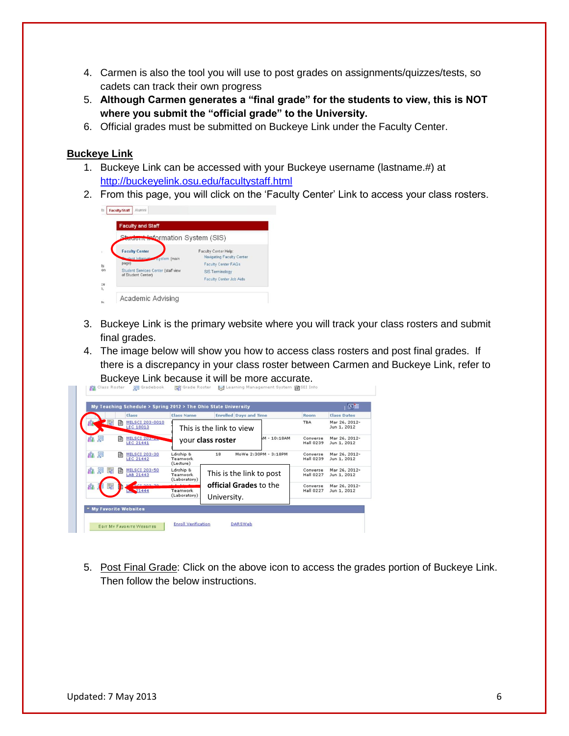4. Carmen is also the tool you will use to post grades on assignments/quizzes/tests, so cadets can track their own progress
5. **Although Carmen generates a "final grade" for the students to view, this is NOT where you submit the "official grade" to the University.**
6. Official grades must be submitted on Buckeye Link under the Faculty Center.

## Buckeye Link

1. Buckeye Link can be accessed with your Buckeye username (lastname.#) at http://buckeyelink.osu.edu/facultystaff.html
2. From this page, you will click on the 'Faculty Center' Link to access your class rosters.
3. Buckeye Link is the primary website where you will track your class rosters and submit final grades.
4. The image below will show you how to access class rosters and post final grades. If there is a discrepancy in your class roster between Carmen and Buckeye Link, refer to Buckeye Link because it will be more accurate.
5. Post Final Grade: Click on the above icon to access the grades portion of Buckeye Link. Then follow the below instructions.

Updated: 7 May 2013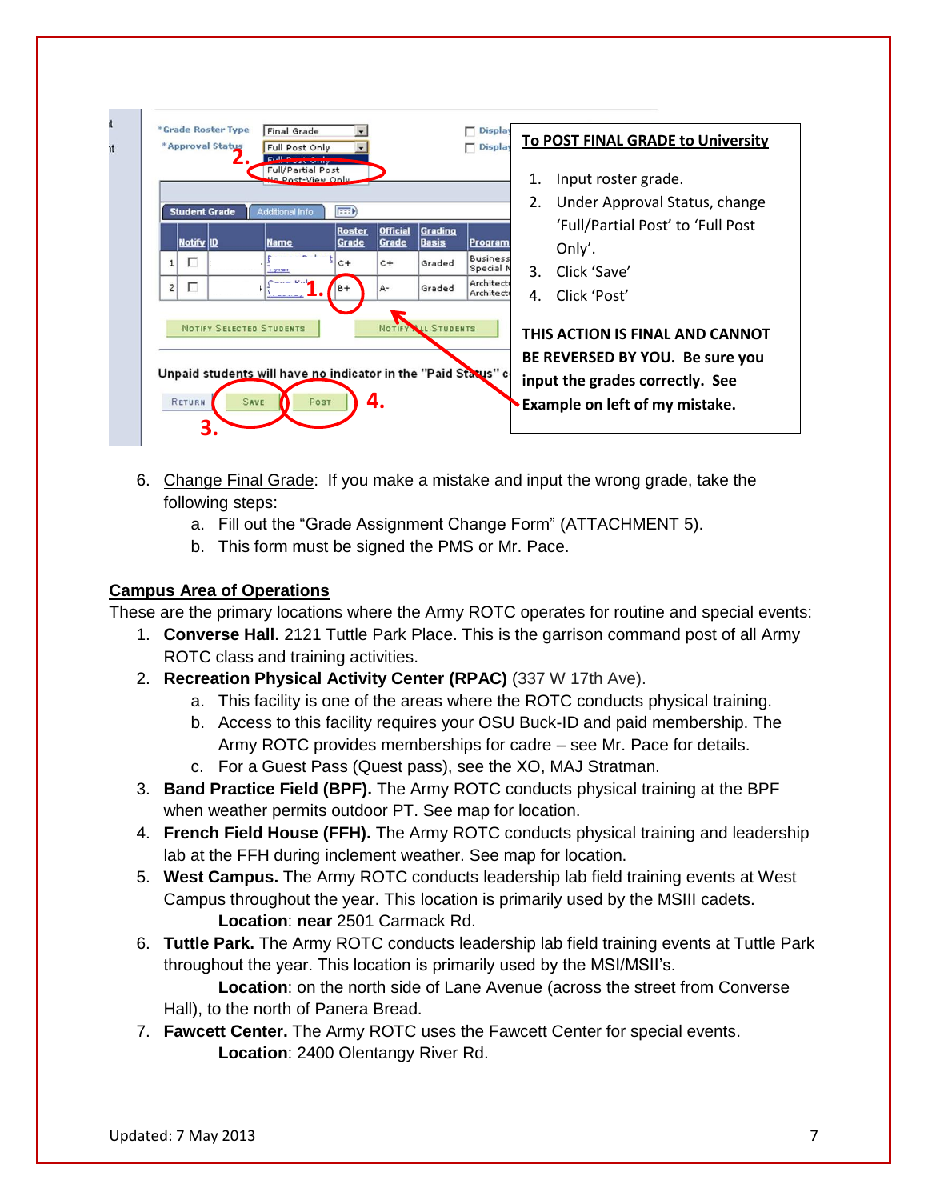**To POST FINAL GRADE to University**

1. Input roster grade.
2. Under Approval Status, change 'Full/Partial Post' to 'Full Post Only'.
3. Click 'Save'
4. Click 'Post'

**THIS ACTION IS FINAL AND CANNOT BE REVERSED BY YOU. Be sure you input the grades correctly. See Example on left of my mistake.**

6. Change Final Grade: If you make a mistake and input the wrong grade, take the following steps:
    a. Fill out the "Grade Assignment Change Form" (ATTACHMENT 5).
    b. This form must be signed the PMS or Mr. Pace.

**Campus Area of Operations**

These are the primary locations where the Army ROTC operates for routine and special events:

1. **Converse Hall.** 2121 Tuttle Park Place. This is the garrison command post of all Army ROTC class and training activities.
2. **Recreation Physical Activity Center (RPAC)** (337 W 17th Ave).
    a. This facility is one of the areas where the ROTC conducts physical training.
    b. Access to this facility requires your OSU Buck-ID and paid membership. The Army ROTC provides memberships for cadre – see Mr. Pace for details.
    c. For a Guest Pass (Quest pass), see the XO, MAJ Stratman.
3. **Band Practice Field (BPF).** The Army ROTC conducts physical training at the BPF when weather permits outdoor PT. See map for location.
4. **French Field House (FFH).** The Army ROTC conducts physical training and leadership lab at the FFH during inclement weather. See map for location.
5. **West Campus.** The Army ROTC conducts leadership lab field training events at West Campus throughout the year. This location is primarily used by the MSIII cadets.
    **Location**: **near** 2501 Carmack Rd.
6. **Tuttle Park.** The Army ROTC conducts leadership lab field training events at Tuttle Park throughout the year. This location is primarily used by the MSI/MSII's.
    **Location**: on the north side of Lane Avenue (across the street from Converse Hall), to the north of Panera Bread.
7. **Fawcett Center.** The Army ROTC uses the Fawcett Center for special events.
    **Location**: 2400 Olentangy River Rd.

Updated: 7 May 2013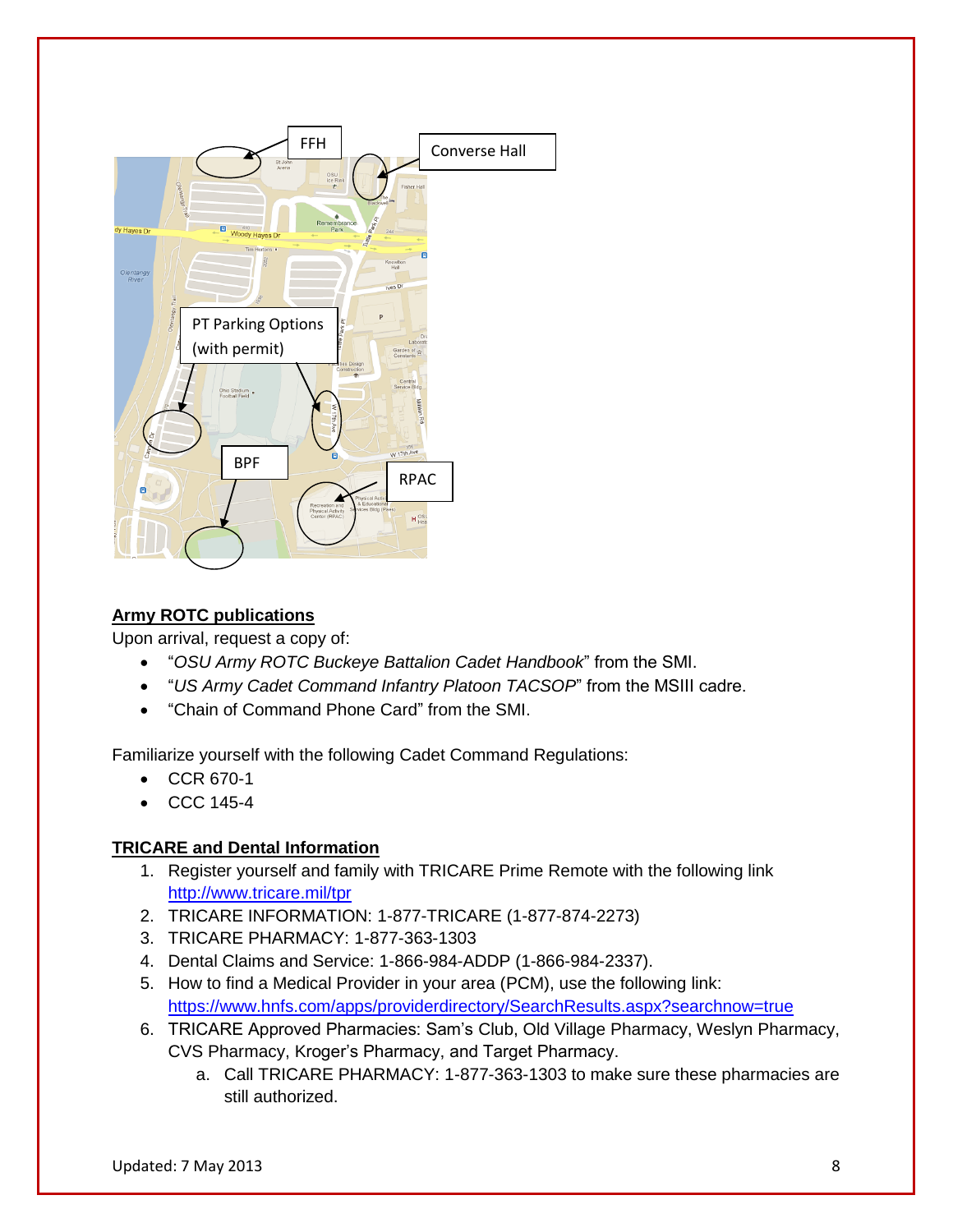FFH

Converse Hall

PT Parking Options (with permit)

BPF

RPAC

**Army ROTC publications**

Upon arrival, request a copy of:

- "*OSU Army ROTC Buckeye Battalion Cadet Handbook*" from the SMI.
- "*US Army Cadet Command Infantry Platoon TACSOP*" from the MSIII cadre.
- "Chain of Command Phone Card" from the SMI.

Familiarize yourself with the following Cadet Command Regulations:

- CCR 670-1
- CCC 145-4

**TRICARE and Dental Information**

1. Register yourself and family with TRICARE Prime Remote with the following link http://www.tricare.mil/tpr
2. TRICARE INFORMATION: 1-877-TRICARE (1-877-874-2273)
3. TRICARE PHARMACY: 1-877-363-1303
4. Dental Claims and Service: 1-866-984-ADDP (1-866-984-2337).
5. How to find a Medical Provider in your area (PCM), use the following link: https://www.hnfs.com/apps/providerdirectory/SearchResults.aspx?searchnow=true
6. TRICARE Approved Pharmacies: Sam's Club, Old Village Pharmacy, Weslyn Pharmacy, CVS Pharmacy, Kroger's Pharmacy, and Target Pharmacy.
   a. Call TRICARE PHARMACY: 1-877-363-1303 to make sure these pharmacies are still authorized.

Updated: 7 May 2013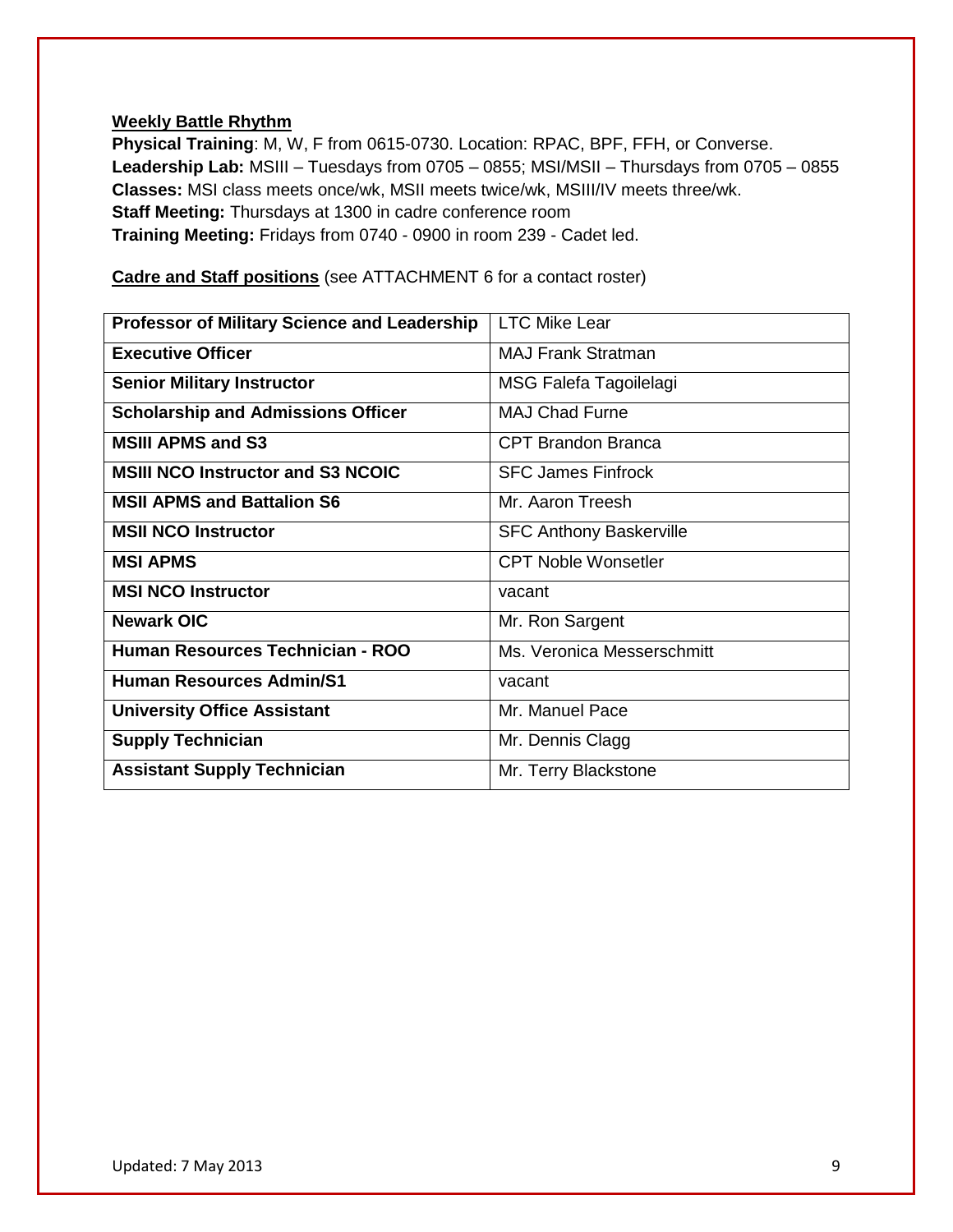**Weekly Battle Rhythm**

**Physical Training**: M, W, F from 0615-0730. Location: RPAC, BPF, FFH, or Converse.
**Leadership Lab:** MSIII – Tuesdays from 0705 – 0855; MSI/MSII – Thursdays from 0705 – 0855
**Classes:** MSI class meets once/wk, MSII meets twice/wk, MSIII/IV meets three/wk.
**Staff Meeting:** Thursdays at 1300 in cadre conference room
**Training Meeting:** Fridays from 0740 - 0900 in room 239 - Cadet led.

**Cadre and Staff positions** (see ATTACHMENT 6 for a contact roster)

| | |
|---|---|
| **Professor of Military Science and Leadership** | LTC Mike Lear |
| **Executive Officer** | MAJ Frank Stratman |
| **Senior Military Instructor** | MSG Falefa Tagoilelagi |
| **Scholarship and Admissions Officer** | MAJ Chad Furne |
| **MSIII APMS and S3** | CPT Brandon Branca |
| **MSIII NCO Instructor and S3 NCOIC** | SFC James Finfrock |
| **MSII APMS and Battalion S6** | Mr. Aaron Treesh |
| **MSII NCO Instructor** | SFC Anthony Baskerville |
| **MSI APMS** | CPT Noble Wonsetler |
| **MSI NCO Instructor** | vacant |
| **Newark OIC** | Mr. Ron Sargent |
| **Human Resources Technician - ROO** | Ms. Veronica Messerschmitt |
| **Human Resources Admin/S1** | vacant |
| **University Office Assistant** | Mr. Manuel Pace |
| **Supply Technician** | Mr. Dennis Clagg |
| **Assistant Supply Technician** | Mr. Terry Blackstone |

Updated: 7 May 2013